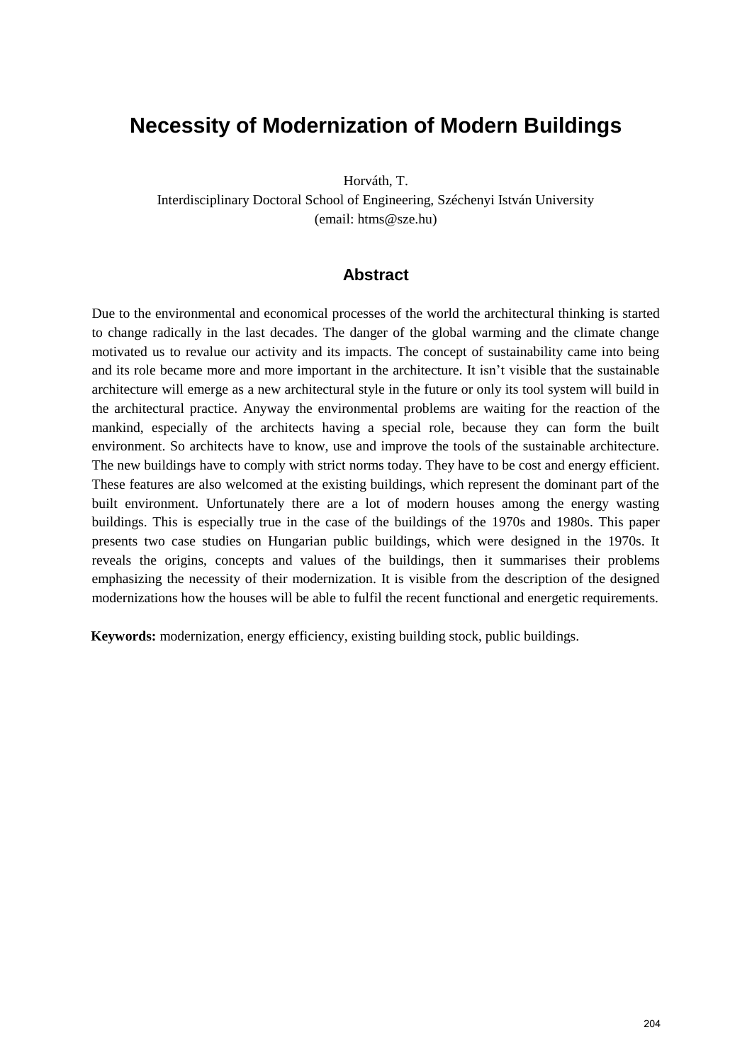# Necessity of Modernization of Modern Buildings

Horváth, T.
Interdisciplinary Doctoral School of Engineering, Széchenyi István University
(email: htms@sze.hu)

## Abstract

Due to the environmental and economical processes of the world the architectural thinking is started to change radically in the last decades. The danger of the global warming and the climate change motivated us to revalue our activity and its impacts. The concept of sustainability came into being and its role became more and more important in the architecture. It isn't visible that the sustainable architecture will emerge as a new architectural style in the future or only its tool system will build in the architectural practice. Anyway the environmental problems are waiting for the reaction of the mankind, especially of the architects having a special role, because they can form the built environment. So architects have to know, use and improve the tools of the sustainable architecture. The new buildings have to comply with strict norms today. They have to be cost and energy efficient. These features are also welcomed at the existing buildings, which represent the dominant part of the built environment. Unfortunately there are a lot of modern houses among the energy wasting buildings. This is especially true in the case of the buildings of the 1970s and 1980s. This paper presents two case studies on Hungarian public buildings, which were designed in the 1970s. It reveals the origins, concepts and values of the buildings, then it summarises their problems emphasizing the necessity of their modernization. It is visible from the description of the designed modernizations how the houses will be able to fulfil the recent functional and energetic requirements.

**Keywords:** modernization, energy efficiency, existing building stock, public buildings.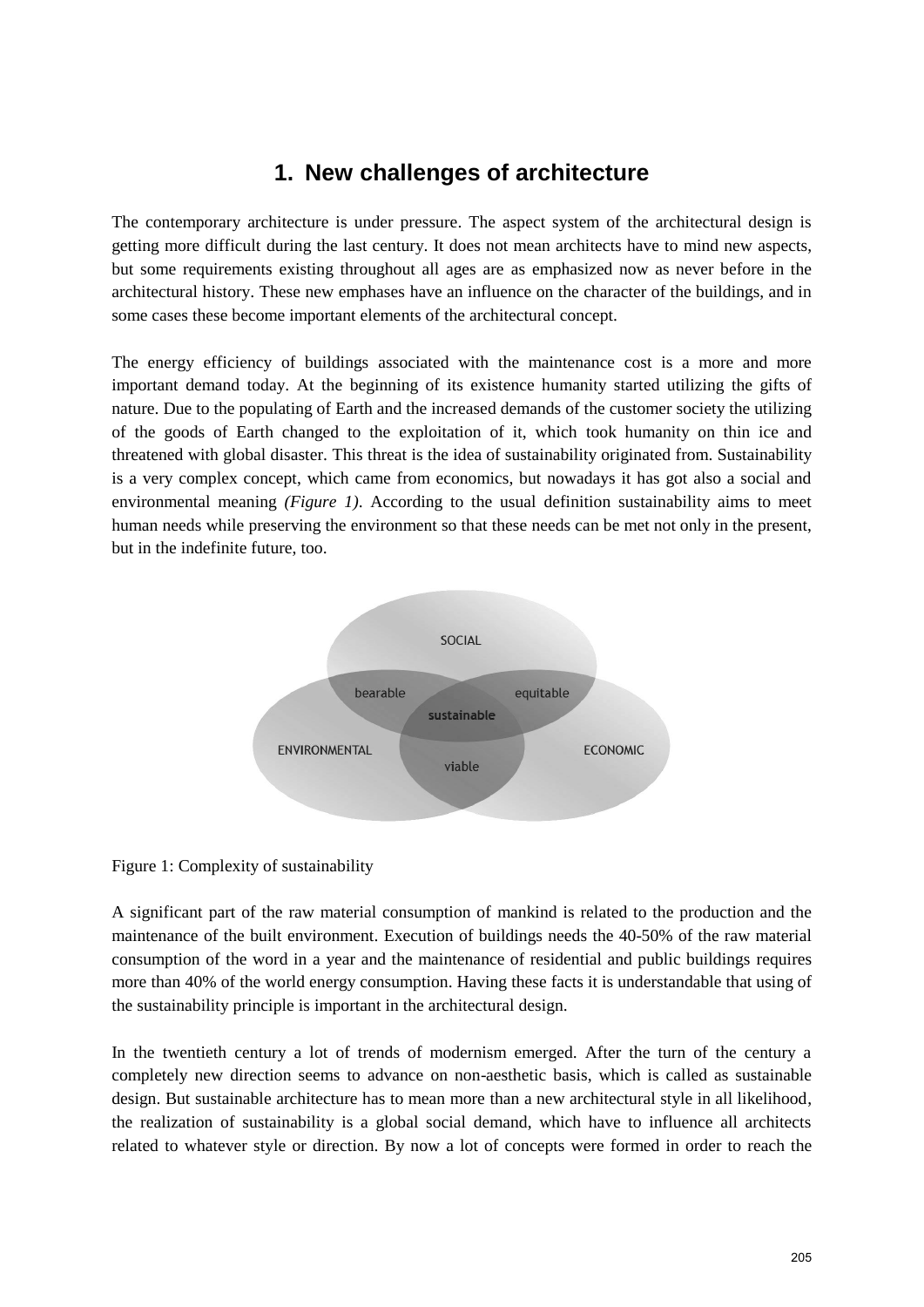# 1. New challenges of architecture

The contemporary architecture is under pressure. The aspect system of the architectural design is getting more difficult during the last century. It does not mean architects have to mind new aspects, but some requirements existing throughout all ages are as emphasized now as never before in the architectural history. These new emphases have an influence on the character of the buildings, and in some cases these become important elements of the architectural concept.

The energy efficiency of buildings associated with the maintenance cost is a more and more important demand today. At the beginning of its existence humanity started utilizing the gifts of nature. Due to the populating of Earth and the increased demands of the customer society the utilizing of the goods of Earth changed to the exploitation of it, which took humanity on thin ice and threatened with global disaster. This threat is the idea of sustainability originated from. Sustainability is a very complex concept, which came from economics, but nowadays it has got also a social and environmental meaning *(Figure 1)*. According to the usual definition sustainability aims to meet human needs while preserving the environment so that these needs can be met not only in the present, but in the indefinite future, too.

SOCIAL

bearable

equitable

sustainable

ENVIRONMENTAL

viable

ECONOMIC

Figure 1: Complexity of sustainability

A significant part of the raw material consumption of mankind is related to the production and the maintenance of the built environment. Execution of buildings needs the 40-50% of the raw material consumption of the word in a year and the maintenance of residential and public buildings requires more than 40% of the world energy consumption. Having these facts it is understandable that using of the sustainability principle is important in the architectural design.

In the twentieth century a lot of trends of modernism emerged. After the turn of the century a completely new direction seems to advance on non-aesthetic basis, which is called as sustainable design. But sustainable architecture has to mean more than a new architectural style in all likelihood, the realization of sustainability is a global social demand, which have to influence all architects related to whatever style or direction. By now a lot of concepts were formed in order to reach the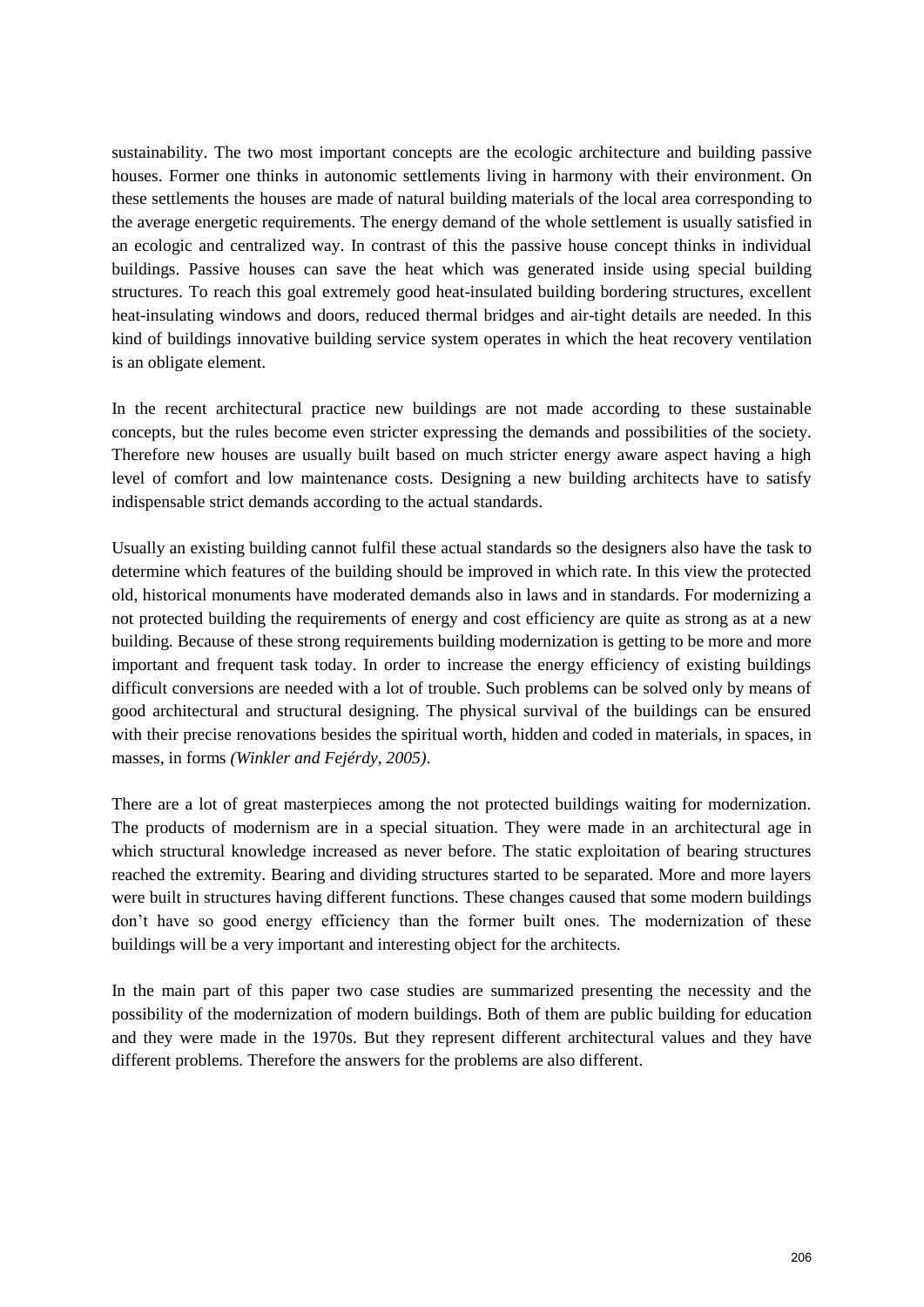sustainability. The two most important concepts are the ecologic architecture and building passive houses. Former one thinks in autonomic settlements living in harmony with their environment. On these settlements the houses are made of natural building materials of the local area corresponding to the average energetic requirements. The energy demand of the whole settlement is usually satisfied in an ecologic and centralized way. In contrast of this the passive house concept thinks in individual buildings. Passive houses can save the heat which was generated inside using special building structures. To reach this goal extremely good heat-insulated building bordering structures, excellent heat-insulating windows and doors, reduced thermal bridges and air-tight details are needed. In this kind of buildings innovative building service system operates in which the heat recovery ventilation is an obligate element.

In the recent architectural practice new buildings are not made according to these sustainable concepts, but the rules become even stricter expressing the demands and possibilities of the society. Therefore new houses are usually built based on much stricter energy aware aspect having a high level of comfort and low maintenance costs. Designing a new building architects have to satisfy indispensable strict demands according to the actual standards.

Usually an existing building cannot fulfil these actual standards so the designers also have the task to determine which features of the building should be improved in which rate. In this view the protected old, historical monuments have moderated demands also in laws and in standards. For modernizing a not protected building the requirements of energy and cost efficiency are quite as strong as at a new building. Because of these strong requirements building modernization is getting to be more and more important and frequent task today. In order to increase the energy efficiency of existing buildings difficult conversions are needed with a lot of trouble. Such problems can be solved only by means of good architectural and structural designing. The physical survival of the buildings can be ensured with their precise renovations besides the spiritual worth, hidden and coded in materials, in spaces, in masses, in forms *(Winkler and Fejérdy, 2005)*.

There are a lot of great masterpieces among the not protected buildings waiting for modernization. The products of modernism are in a special situation. They were made in an architectural age in which structural knowledge increased as never before. The static exploitation of bearing structures reached the extremity. Bearing and dividing structures started to be separated. More and more layers were built in structures having different functions. These changes caused that some modern buildings don't have so good energy efficiency than the former built ones. The modernization of these buildings will be a very important and interesting object for the architects.

In the main part of this paper two case studies are summarized presenting the necessity and the possibility of the modernization of modern buildings. Both of them are public building for education and they were made in the 1970s. But they represent different architectural values and they have different problems. Therefore the answers for the problems are also different.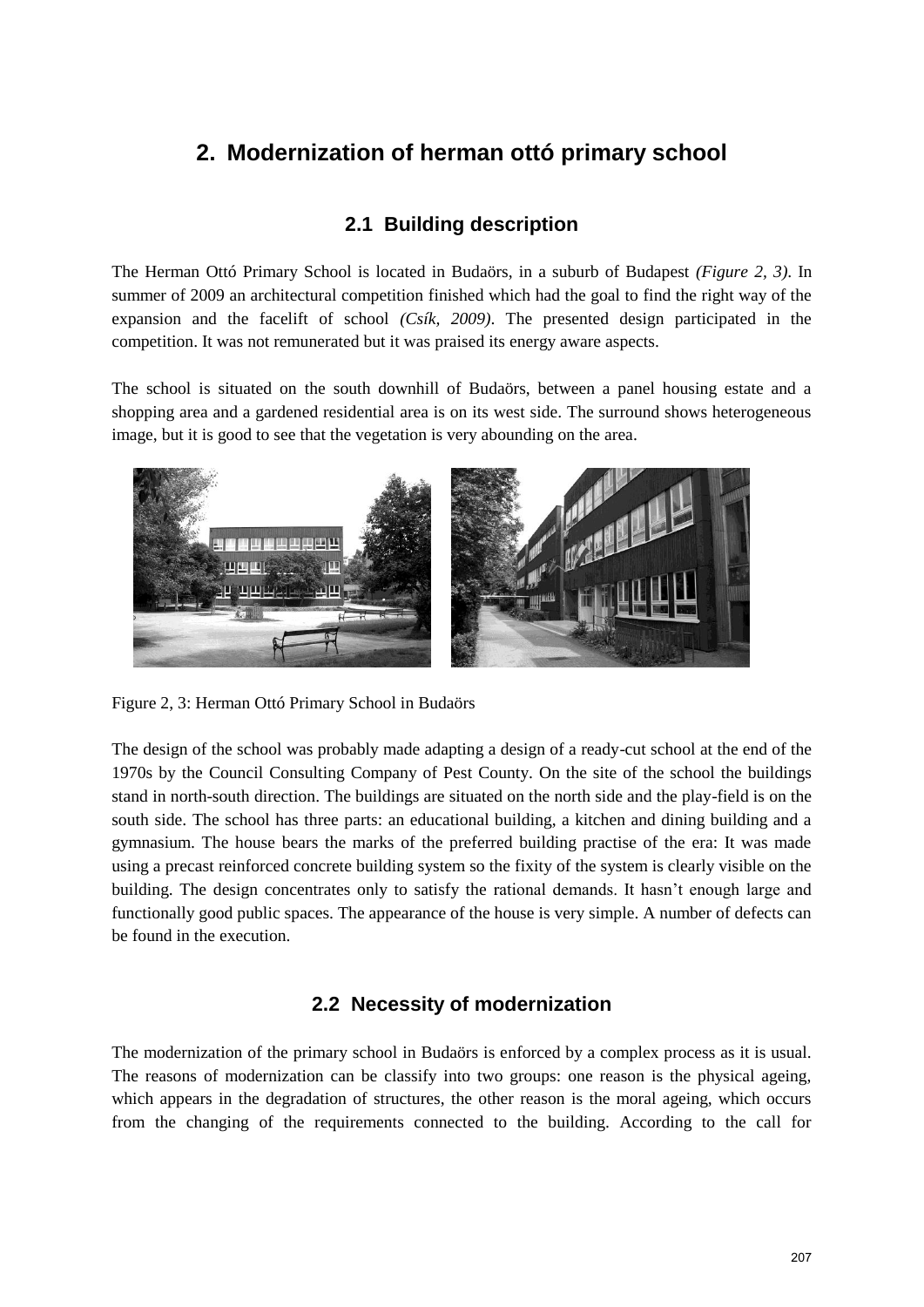## 2. Modernization of herman ottó primary school

### 2.1 Building description

The Herman Ottó Primary School is located in Budaörs, in a suburb of Budapest *(Figure 2, 3)*. In summer of 2009 an architectural competition finished which had the goal to find the right way of the expansion and the facelift of school *(Csík, 2009)*. The presented design participated in the competition. It was not remunerated but it was praised its energy aware aspects.

The school is situated on the south downhill of Budaörs, between a panel housing estate and a shopping area and a gardened residential area is on its west side. The surround shows heterogeneous image, but it is good to see that the vegetation is very abounding on the area.

Figure 2, 3: Herman Ottó Primary School in Budaörs

The design of the school was probably made adapting a design of a ready-cut school at the end of the 1970s by the Council Consulting Company of Pest County. On the site of the school the buildings stand in north-south direction. The buildings are situated on the north side and the play-field is on the south side. The school has three parts: an educational building, a kitchen and dining building and a gymnasium. The house bears the marks of the preferred building practise of the era: It was made using a precast reinforced concrete building system so the fixity of the system is clearly visible on the building. The design concentrates only to satisfy the rational demands. It hasn't enough large and functionally good public spaces. The appearance of the house is very simple. A number of defects can be found in the execution.

### 2.2 Necessity of modernization

The modernization of the primary school in Budaörs is enforced by a complex process as it is usual. The reasons of modernization can be classify into two groups: one reason is the physical ageing, which appears in the degradation of structures, the other reason is the moral ageing, which occurs from the changing of the requirements connected to the building. According to the call for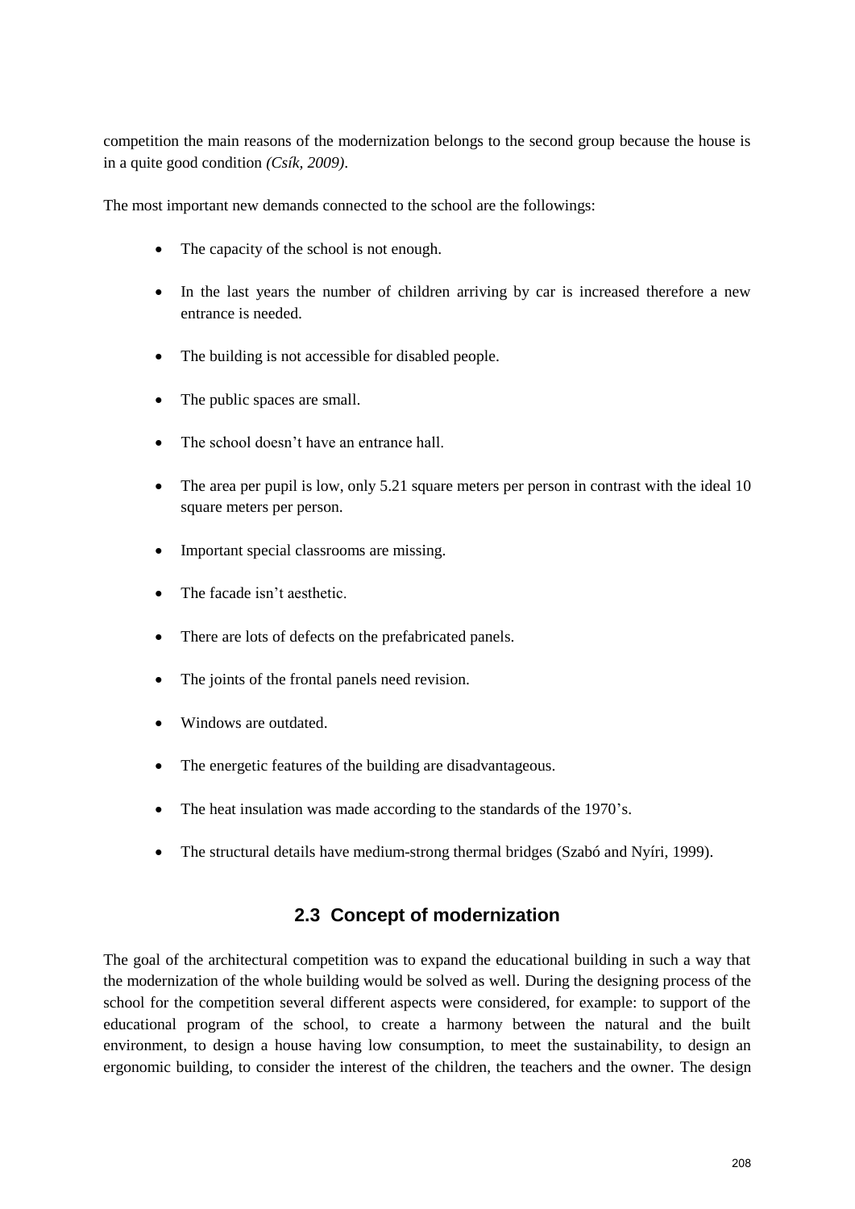competition the main reasons of the modernization belongs to the second group because the house is in a quite good condition *(Csík, 2009)*.

The most important new demands connected to the school are the followings:

- The capacity of the school is not enough.
- In the last years the number of children arriving by car is increased therefore a new entrance is needed.
- The building is not accessible for disabled people.
- The public spaces are small.
- The school doesn't have an entrance hall.
- The area per pupil is low, only 5.21 square meters per person in contrast with the ideal 10 square meters per person.
- Important special classrooms are missing.
- The facade isn't aesthetic.
- There are lots of defects on the prefabricated panels.
- The joints of the frontal panels need revision.
- Windows are outdated.
- The energetic features of the building are disadvantageous.
- The heat insulation was made according to the standards of the 1970's.
- The structural details have medium-strong thermal bridges (Szabó and Nyíri, 1999).

## 2.3 Concept of modernization

The goal of the architectural competition was to expand the educational building in such a way that the modernization of the whole building would be solved as well. During the designing process of the school for the competition several different aspects were considered, for example: to support of the educational program of the school, to create a harmony between the natural and the built environment, to design a house having low consumption, to meet the sustainability, to design an ergonomic building, to consider the interest of the children, the teachers and the owner. The design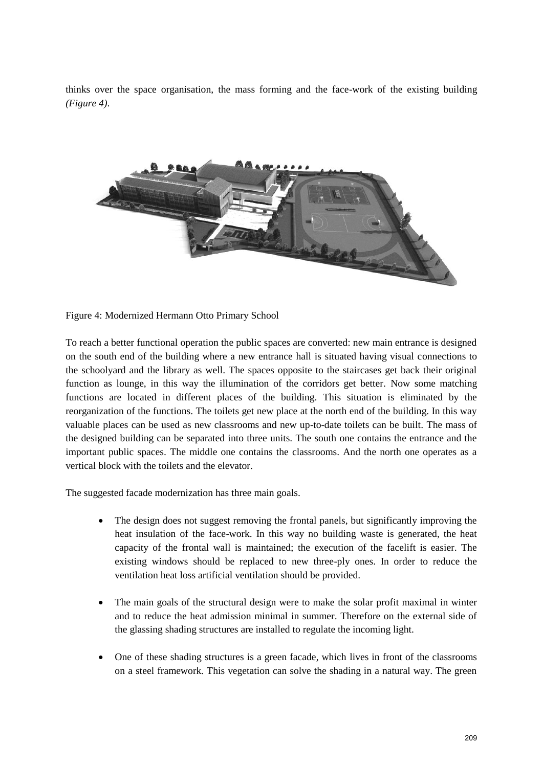thinks over the space organisation, the mass forming and the face-work of the existing building *(Figure 4)*.

Figure 4: Modernized Hermann Otto Primary School

To reach a better functional operation the public spaces are converted: new main entrance is designed on the south end of the building where a new entrance hall is situated having visual connections to the schoolyard and the library as well. The spaces opposite to the staircases get back their original function as lounge, in this way the illumination of the corridors get better. Now some matching functions are located in different places of the building. This situation is eliminated by the reorganization of the functions. The toilets get new place at the north end of the building. In this way valuable places can be used as new classrooms and new up-to-date toilets can be built. The mass of the designed building can be separated into three units. The south one contains the entrance and the important public spaces. The middle one contains the classrooms. And the north one operates as a vertical block with the toilets and the elevator.

The suggested facade modernization has three main goals.

- The design does not suggest removing the frontal panels, but significantly improving the heat insulation of the face-work. In this way no building waste is generated, the heat capacity of the frontal wall is maintained; the execution of the facelift is easier. The existing windows should be replaced to new three-ply ones. In order to reduce the ventilation heat loss artificial ventilation should be provided.
- The main goals of the structural design were to make the solar profit maximal in winter and to reduce the heat admission minimal in summer. Therefore on the external side of the glassing shading structures are installed to regulate the incoming light.
- One of these shading structures is a green facade, which lives in front of the classrooms on a steel framework. This vegetation can solve the shading in a natural way. The green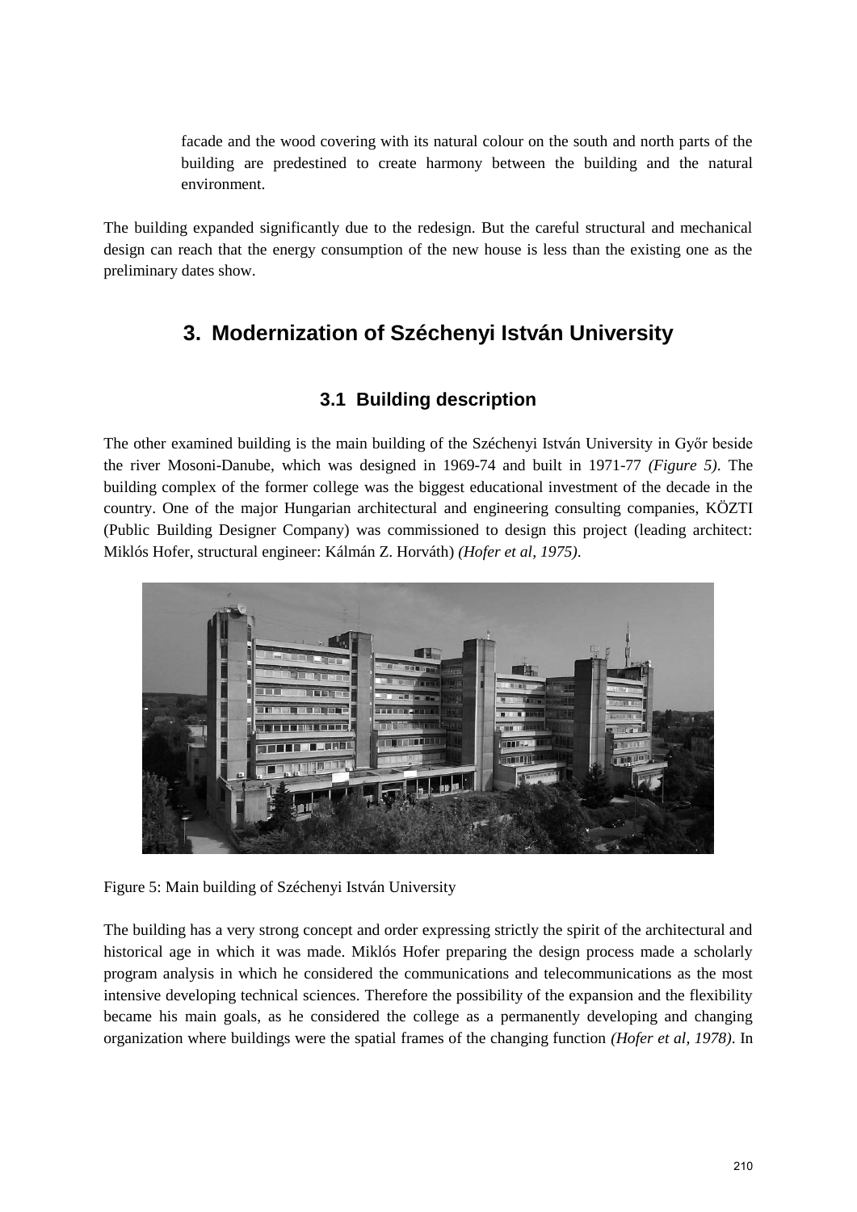facade and the wood covering with its natural colour on the south and north parts of the building are predestined to create harmony between the building and the natural environment.

The building expanded significantly due to the redesign. But the careful structural and mechanical design can reach that the energy consumption of the new house is less than the existing one as the preliminary dates show.

## 3. Modernization of Széchenyi István University

### 3.1 Building description

The other examined building is the main building of the Széchenyi István University in Győr beside the river Mosoni-Danube, which was designed in 1969-74 and built in 1971-77 *(Figure 5)*. The building complex of the former college was the biggest educational investment of the decade in the country. One of the major Hungarian architectural and engineering consulting companies, KÖZTI (Public Building Designer Company) was commissioned to design this project (leading architect: Miklós Hofer, structural engineer: Kálmán Z. Horváth) *(Hofer et al, 1975)*.

Figure 5: Main building of Széchenyi István University

The building has a very strong concept and order expressing strictly the spirit of the architectural and historical age in which it was made. Miklós Hofer preparing the design process made a scholarly program analysis in which he considered the communications and telecommunications as the most intensive developing technical sciences. Therefore the possibility of the expansion and the flexibility became his main goals, as he considered the college as a permanently developing and changing organization where buildings were the spatial frames of the changing function *(Hofer et al, 1978)*. In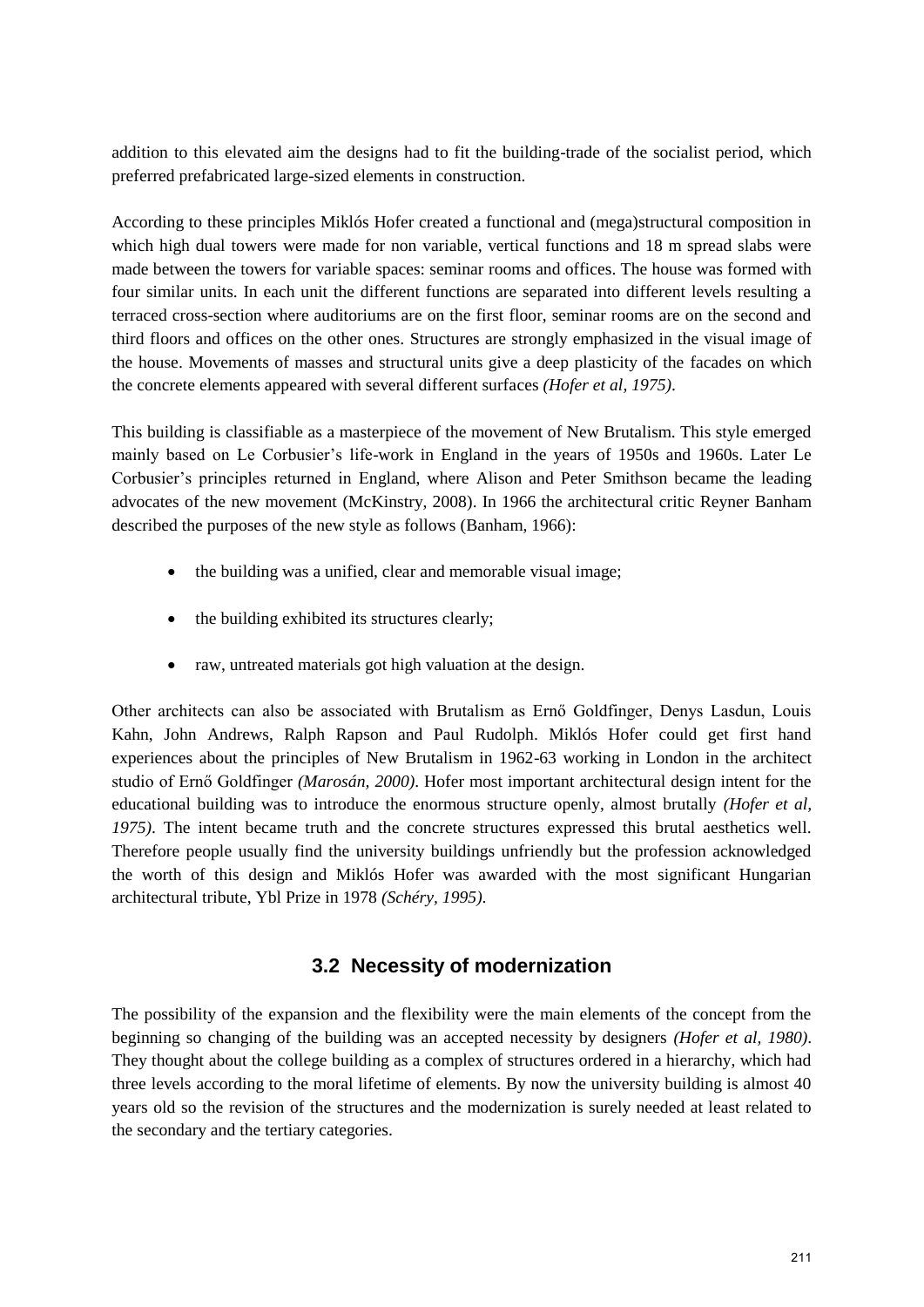addition to this elevated aim the designs had to fit the building-trade of the socialist period, which preferred prefabricated large-sized elements in construction.

According to these principles Miklós Hofer created a functional and (mega)structural composition in which high dual towers were made for non variable, vertical functions and 18 m spread slabs were made between the towers for variable spaces: seminar rooms and offices. The house was formed with four similar units. In each unit the different functions are separated into different levels resulting a terraced cross-section where auditoriums are on the first floor, seminar rooms are on the second and third floors and offices on the other ones. Structures are strongly emphasized in the visual image of the house. Movements of masses and structural units give a deep plasticity of the facades on which the concrete elements appeared with several different surfaces *(Hofer et al, 1975)*.

This building is classifiable as a masterpiece of the movement of New Brutalism. This style emerged mainly based on Le Corbusier's life-work in England in the years of 1950s and 1960s. Later Le Corbusier's principles returned in England, where Alison and Peter Smithson became the leading advocates of the new movement (McKinstry, 2008). In 1966 the architectural critic Reyner Banham described the purposes of the new style as follows (Banham, 1966):

- the building was a unified, clear and memorable visual image;
- the building exhibited its structures clearly;
- raw, untreated materials got high valuation at the design.

Other architects can also be associated with Brutalism as Ernő Goldfinger, Denys Lasdun, Louis Kahn, John Andrews, Ralph Rapson and Paul Rudolph. Miklós Hofer could get first hand experiences about the principles of New Brutalism in 1962-63 working in London in the architect studio of Ernő Goldfinger *(Marosán, 2000)*. Hofer most important architectural design intent for the educational building was to introduce the enormous structure openly, almost brutally *(Hofer et al, 1975)*. The intent became truth and the concrete structures expressed this brutal aesthetics well. Therefore people usually find the university buildings unfriendly but the profession acknowledged the worth of this design and Miklós Hofer was awarded with the most significant Hungarian architectural tribute, Ybl Prize in 1978 *(Schéry, 1995)*.

## 3.2 Necessity of modernization

The possibility of the expansion and the flexibility were the main elements of the concept from the beginning so changing of the building was an accepted necessity by designers *(Hofer et al, 1980)*. They thought about the college building as a complex of structures ordered in a hierarchy, which had three levels according to the moral lifetime of elements. By now the university building is almost 40 years old so the revision of the structures and the modernization is surely needed at least related to the secondary and the tertiary categories.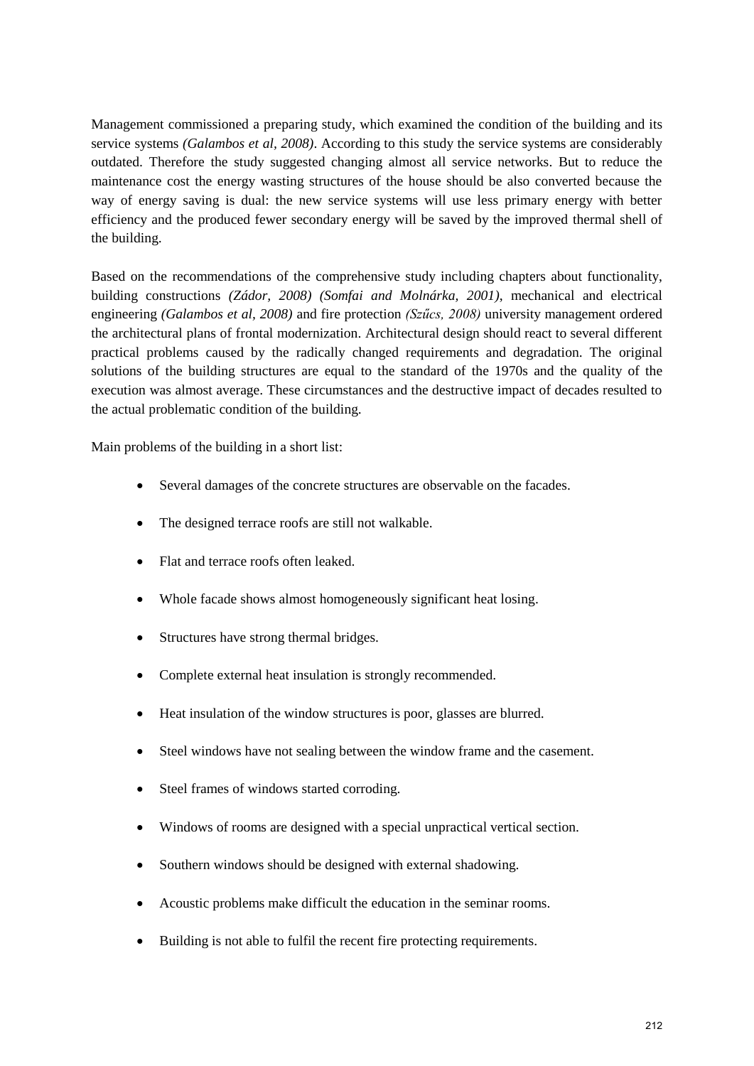Management commissioned a preparing study, which examined the condition of the building and its service systems *(Galambos et al, 2008)*. According to this study the service systems are considerably outdated. Therefore the study suggested changing almost all service networks. But to reduce the maintenance cost the energy wasting structures of the house should be also converted because the way of energy saving is dual: the new service systems will use less primary energy with better efficiency and the produced fewer secondary energy will be saved by the improved thermal shell of the building.

Based on the recommendations of the comprehensive study including chapters about functionality, building constructions *(Zádor, 2008) (Somfai and Molnárka, 2001)*, mechanical and electrical engineering *(Galambos et al, 2008)* and fire protection *(Szűcs, 2008)* university management ordered the architectural plans of frontal modernization. Architectural design should react to several different practical problems caused by the radically changed requirements and degradation. The original solutions of the building structures are equal to the standard of the 1970s and the quality of the execution was almost average. These circumstances and the destructive impact of decades resulted to the actual problematic condition of the building.

Main problems of the building in a short list:

- Several damages of the concrete structures are observable on the facades.
- The designed terrace roofs are still not walkable.
- Flat and terrace roofs often leaked.
- Whole facade shows almost homogeneously significant heat losing.
- Structures have strong thermal bridges.
- Complete external heat insulation is strongly recommended.
- Heat insulation of the window structures is poor, glasses are blurred.
- Steel windows have not sealing between the window frame and the casement.
- Steel frames of windows started corroding.
- Windows of rooms are designed with a special unpractical vertical section.
- Southern windows should be designed with external shadowing.
- Acoustic problems make difficult the education in the seminar rooms.
- Building is not able to fulfil the recent fire protecting requirements.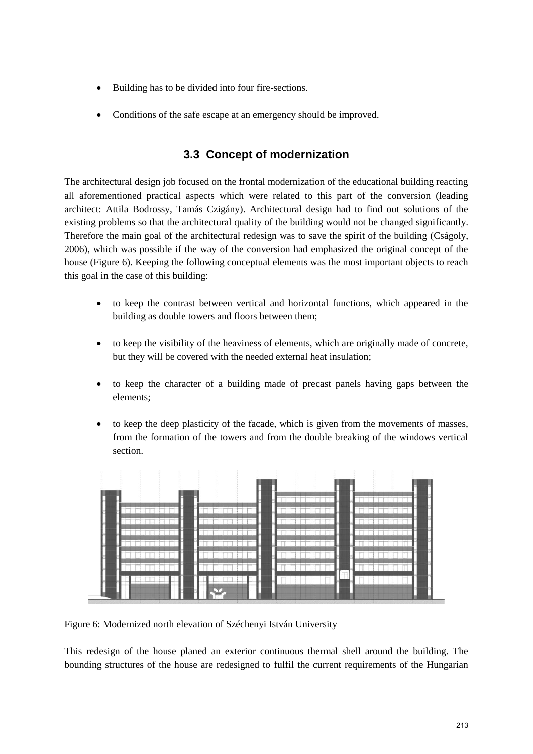- Building has to be divided into four fire-sections.
- Conditions of the safe escape at an emergency should be improved.

### 3.3 Concept of modernization

The architectural design job focused on the frontal modernization of the educational building reacting all aforementioned practical aspects which were related to this part of the conversion (leading architect: Attila Bodrossy, Tamás Czigány). Architectural design had to find out solutions of the existing problems so that the architectural quality of the building would not be changed significantly. Therefore the main goal of the architectural redesign was to save the spirit of the building (Cságoly, 2006), which was possible if the way of the conversion had emphasized the original concept of the house (Figure 6). Keeping the following conceptual elements was the most important objects to reach this goal in the case of this building:

- to keep the contrast between vertical and horizontal functions, which appeared in the building as double towers and floors between them;
- to keep the visibility of the heaviness of elements, which are originally made of concrete, but they will be covered with the needed external heat insulation;
- to keep the character of a building made of precast panels having gaps between the elements;
- to keep the deep plasticity of the facade, which is given from the movements of masses, from the formation of the towers and from the double breaking of the windows vertical section.

Figure 6: Modernized north elevation of Széchenyi István University

This redesign of the house planed an exterior continuous thermal shell around the building. The bounding structures of the house are redesigned to fulfil the current requirements of the Hungarian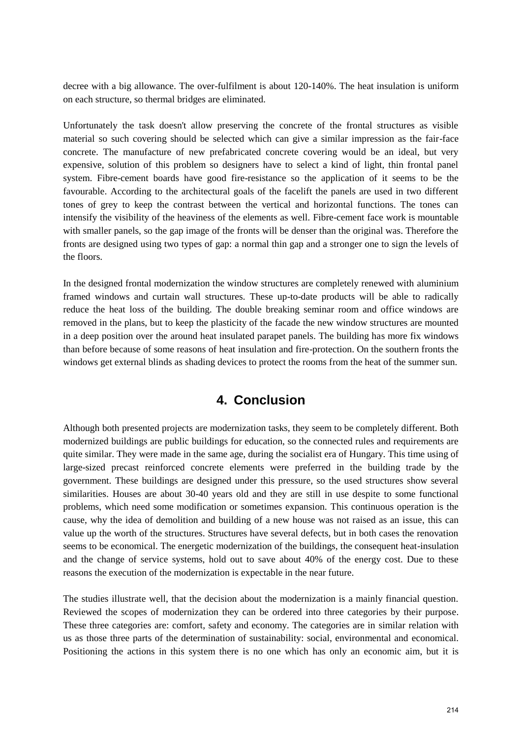decree with a big allowance. The over-fulfilment is about 120-140%. The heat insulation is uniform on each structure, so thermal bridges are eliminated.

Unfortunately the task doesn't allow preserving the concrete of the frontal structures as visible material so such covering should be selected which can give a similar impression as the fair-face concrete. The manufacture of new prefabricated concrete covering would be an ideal, but very expensive, solution of this problem so designers have to select a kind of light, thin frontal panel system. Fibre-cement boards have good fire-resistance so the application of it seems to be the favourable. According to the architectural goals of the facelift the panels are used in two different tones of grey to keep the contrast between the vertical and horizontal functions. The tones can intensify the visibility of the heaviness of the elements as well. Fibre-cement face work is mountable with smaller panels, so the gap image of the fronts will be denser than the original was. Therefore the fronts are designed using two types of gap: a normal thin gap and a stronger one to sign the levels of the floors.

In the designed frontal modernization the window structures are completely renewed with aluminium framed windows and curtain wall structures. These up-to-date products will be able to radically reduce the heat loss of the building. The double breaking seminar room and office windows are removed in the plans, but to keep the plasticity of the facade the new window structures are mounted in a deep position over the around heat insulated parapet panels. The building has more fix windows than before because of some reasons of heat insulation and fire-protection. On the southern fronts the windows get external blinds as shading devices to protect the rooms from the heat of the summer sun.

## 4. Conclusion

Although both presented projects are modernization tasks, they seem to be completely different. Both modernized buildings are public buildings for education, so the connected rules and requirements are quite similar. They were made in the same age, during the socialist era of Hungary. This time using of large-sized precast reinforced concrete elements were preferred in the building trade by the government. These buildings are designed under this pressure, so the used structures show several similarities. Houses are about 30-40 years old and they are still in use despite to some functional problems, which need some modification or sometimes expansion. This continuous operation is the cause, why the idea of demolition and building of a new house was not raised as an issue, this can value up the worth of the structures. Structures have several defects, but in both cases the renovation seems to be economical. The energetic modernization of the buildings, the consequent heat-insulation and the change of service systems, hold out to save about 40% of the energy cost. Due to these reasons the execution of the modernization is expectable in the near future.

The studies illustrate well, that the decision about the modernization is a mainly financial question. Reviewed the scopes of modernization they can be ordered into three categories by their purpose. These three categories are: comfort, safety and economy. The categories are in similar relation with us as those three parts of the determination of sustainability: social, environmental and economical. Positioning the actions in this system there is no one which has only an economic aim, but it is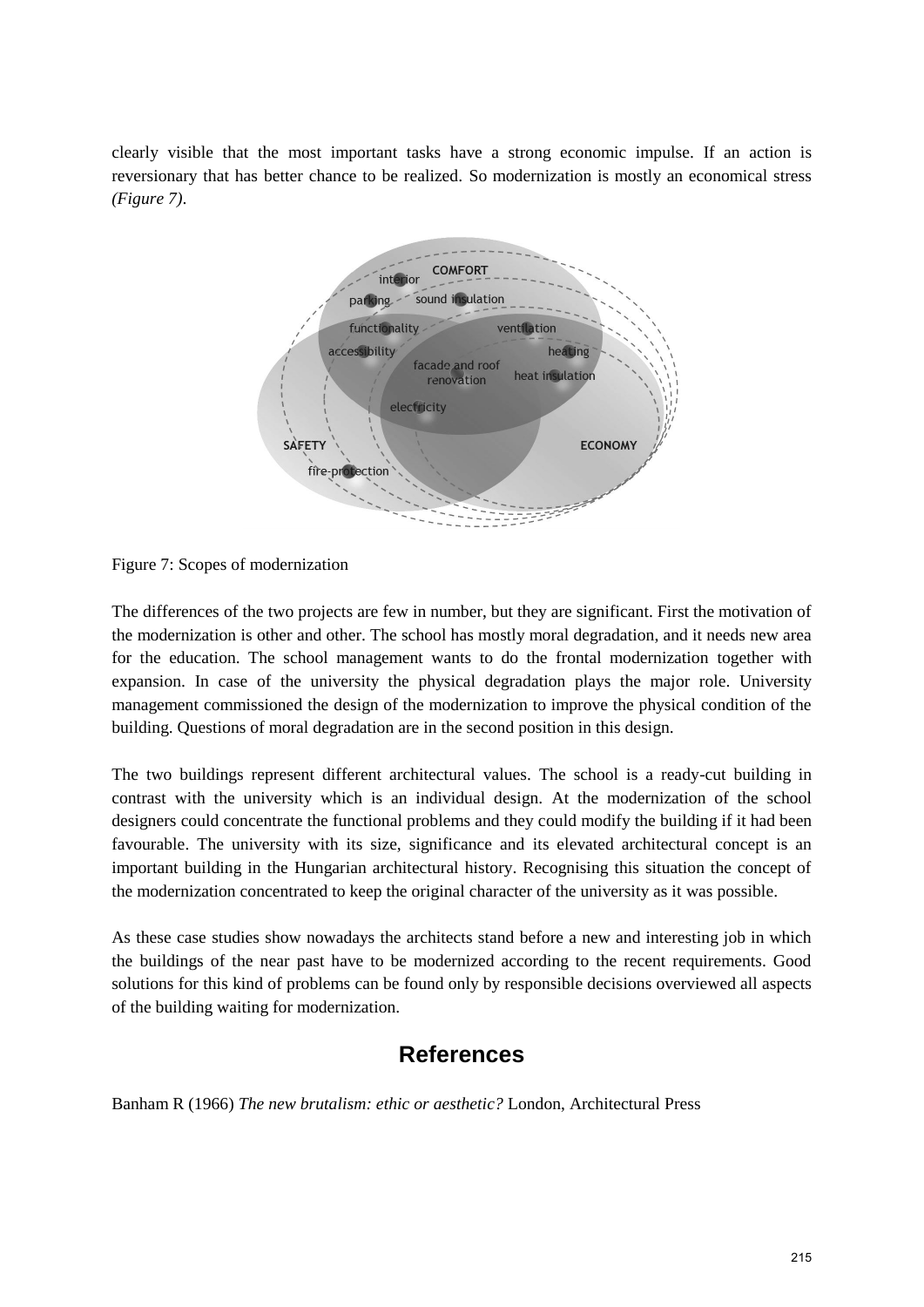clearly visible that the most important tasks have a strong economic impulse. If an action is reversionary that has better chance to be realized. So modernization is mostly an economical stress *(Figure 7)*.

Figure 7: Scopes of modernization

The differences of the two projects are few in number, but they are significant. First the motivation of the modernization is other and other. The school has mostly moral degradation, and it needs new area for the education. The school management wants to do the frontal modernization together with expansion. In case of the university the physical degradation plays the major role. University management commissioned the design of the modernization to improve the physical condition of the building. Questions of moral degradation are in the second position in this design.

The two buildings represent different architectural values. The school is a ready-cut building in contrast with the university which is an individual design. At the modernization of the school designers could concentrate the functional problems and they could modify the building if it had been favourable. The university with its size, significance and its elevated architectural concept is an important building in the Hungarian architectural history. Recognising this situation the concept of the modernization concentrated to keep the original character of the university as it was possible.

As these case studies show nowadays the architects stand before a new and interesting job in which the buildings of the near past have to be modernized according to the recent requirements. Good solutions for this kind of problems can be found only by responsible decisions overviewed all aspects of the building waiting for modernization.

## References

Banham R (1966) *The new brutalism: ethic or aesthetic?* London, Architectural Press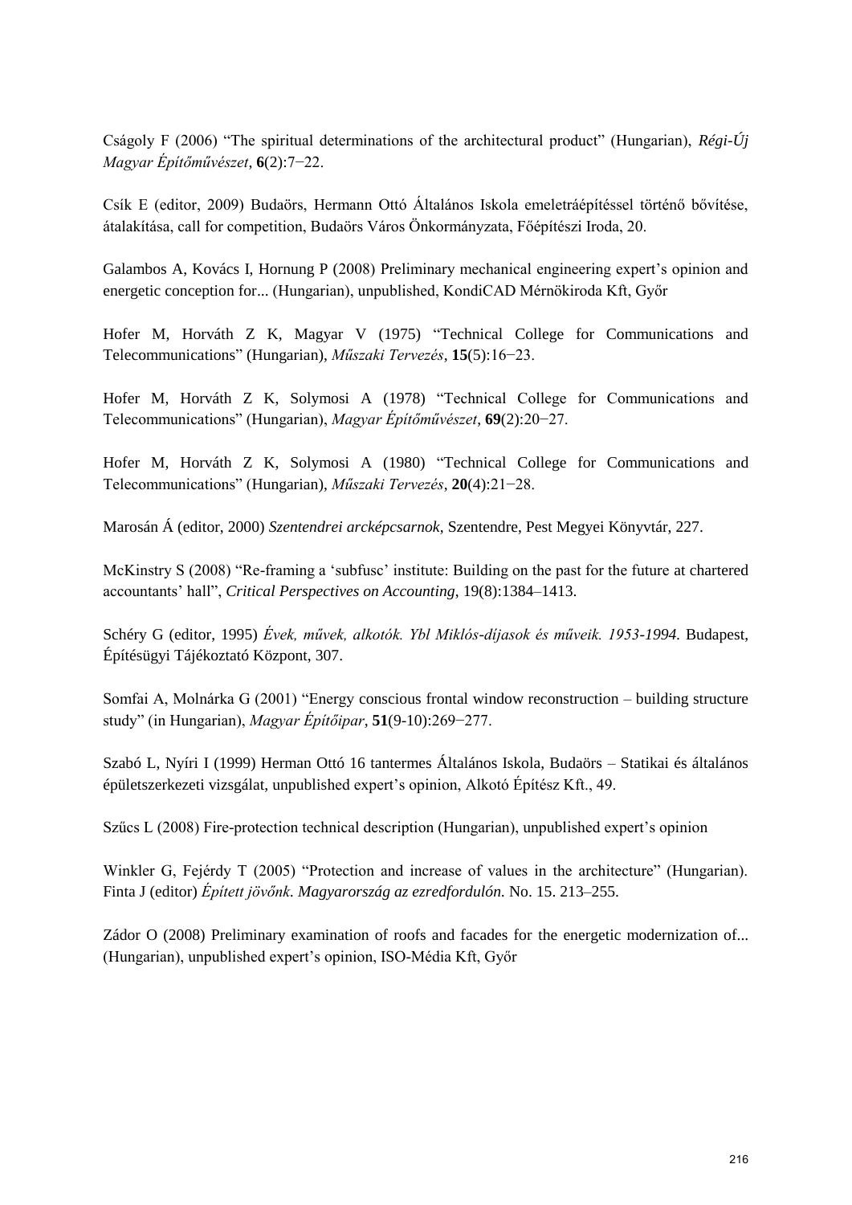Cságoly F (2006) "The spiritual determinations of the architectural product" (Hungarian), ***Régi-Új** Magyar Építőművészet*, **6**(2):7−22.

Csík E (editor, 2009) Budaörs, Hermann Ottó Általános Iskola emeletráépítéssel történő bővítése, átalakítása, call for competition, Budaörs Város Önkormányzata, Főépítészi Iroda, 20.

Galambos A, Kovács I, Hornung P (2008) Preliminary mechanical engineering expert's opinion and energetic conception for... (Hungarian), unpublished, KondiCAD Mérnökiroda Kft, Győr

Hofer M, Horváth Z K, Magyar V (1975) "Technical College for Communications and Telecommunications" (Hungarian), *Műszaki Tervezés*, **15**(5):16−23.

Hofer M, Horváth Z K, Solymosi A (1978) "Technical College for Communications and Telecommunications" (Hungarian), *Magyar Építőművészet*, **69**(2):20−27.

Hofer M, Horváth Z K, Solymosi A (1980) "Technical College for Communications and Telecommunications" (Hungarian), *Műszaki Tervezés*, **20**(4):21−28.

Marosán Á (editor, 2000) *Szentendrei arcképcsarnok*, Szentendre, Pest Megyei Könyvtár, 227.

McKinstry S (2008) "Re-framing a 'subfusc' institute: Building on the past for the future at chartered accountants' hall", *Critical Perspectives on Accounting*, 19(8):1384–1413.

Schéry G (editor, 1995) *Évek, művek, alkotók. Ybl Miklós-díjasok és műveik. 1953-1994.* Budapest, Építésügyi Tájékoztató Központ, 307.

Somfai A, Molnárka G (2001) "Energy conscious frontal window reconstruction – building structure study" (in Hungarian), *Magyar Építőipar*, **51**(9-10):269−277.

Szabó L, Nyíri I (1999) Herman Ottó 16 tantermes Általános Iskola, Budaörs – Statikai és általános épületszerkezeti vizsgálat, unpublished expert's opinion, Alkotó Építész Kft., 49.

Szűcs L (2008) Fire-protection technical description (Hungarian), unpublished expert's opinion

Winkler G, Fejérdy T (2005) "Protection and increase of values in the architecture" (Hungarian). Finta J (editor) *Épített jövőnk. Magyarország az ezredfordulón.* No. 15. 213–255.

Zádor O (2008) Preliminary examination of roofs and facades for the energetic modernization of... (Hungarian), unpublished expert's opinion, ISO-Média Kft, Győr